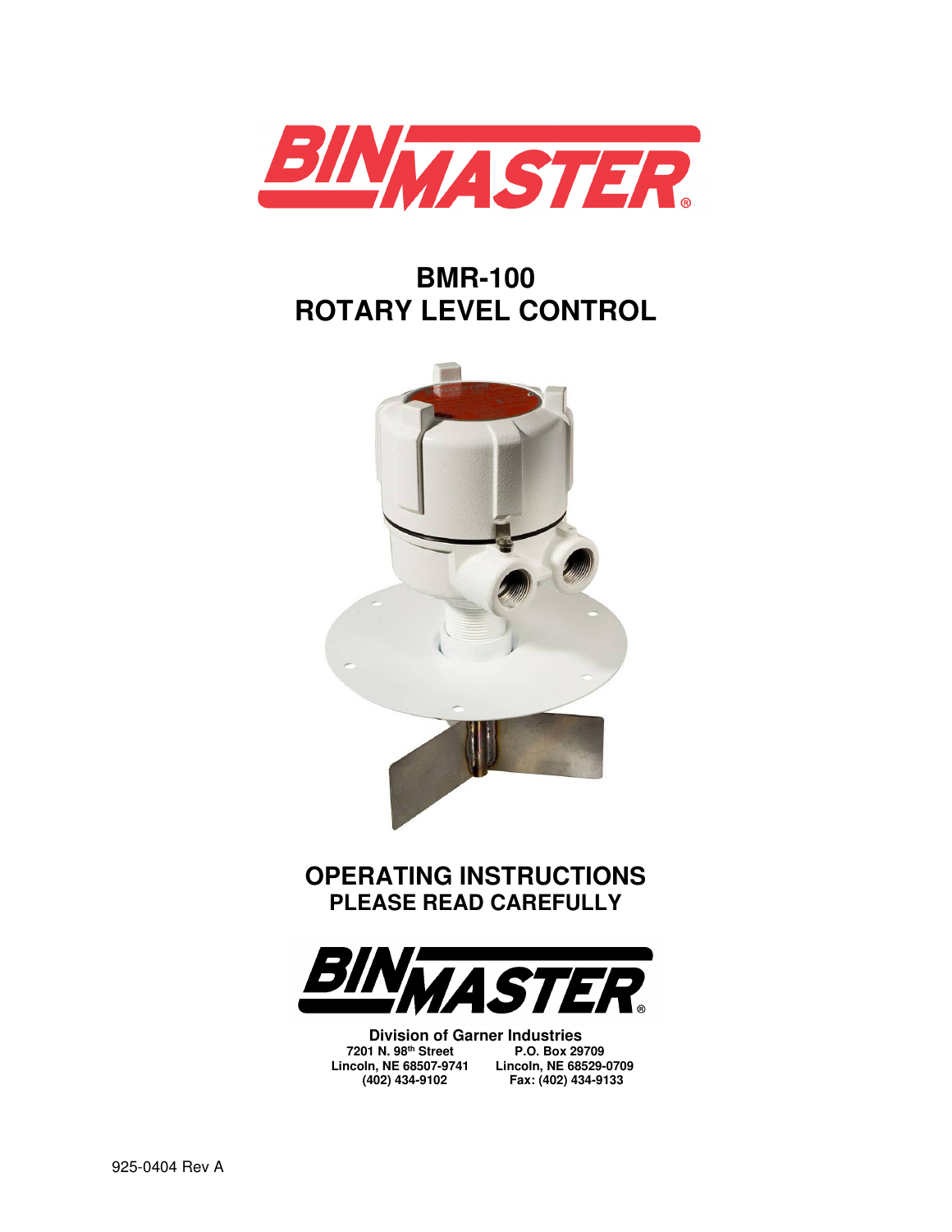# BMR-100
# ROTARY LEVEL CONTROL

## OPERATING INSTRUCTIONS
### PLEASE READ CAREFULLY

**Division of Garner Industries**

| | |
|---|---|
| **7201 N. 98th Street** | **P.O. Box 29709** |
| **Lincoln, NE 68507-9741** | **Lincoln, NE 68529-0709** |
| **(402) 434-9102** | **Fax: (402) 434-9133** |

925-0404 Rev A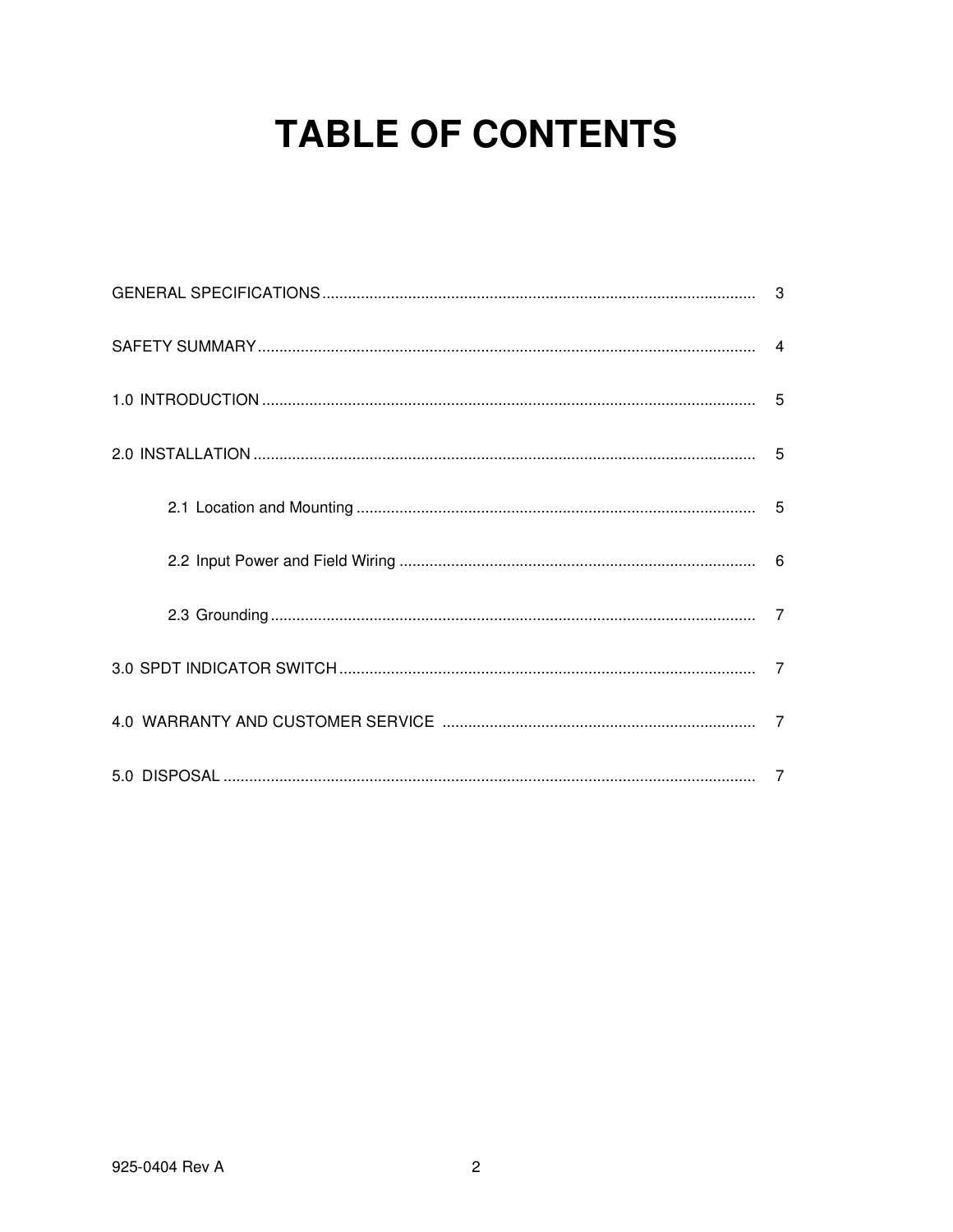# TABLE OF CONTENTS

| | |
|---|---|
| GENERAL SPECIFICATIONS | 3 |
| SAFETY SUMMARY | 4 |
| 1.0 INTRODUCTION | 5 |
| 2.0 INSTALLATION | 5 |
| 2.1 Location and Mounting | 5 |
| 2.2 Input Power and Field Wiring | 6 |
| 2.3 Grounding | 7 |
| 3.0 SPDT INDICATOR SWITCH | 7 |
| 4.0 WARRANTY AND CUSTOMER SERVICE | 7 |
| 5.0 DISPOSAL | 7 |

925-0404 Rev A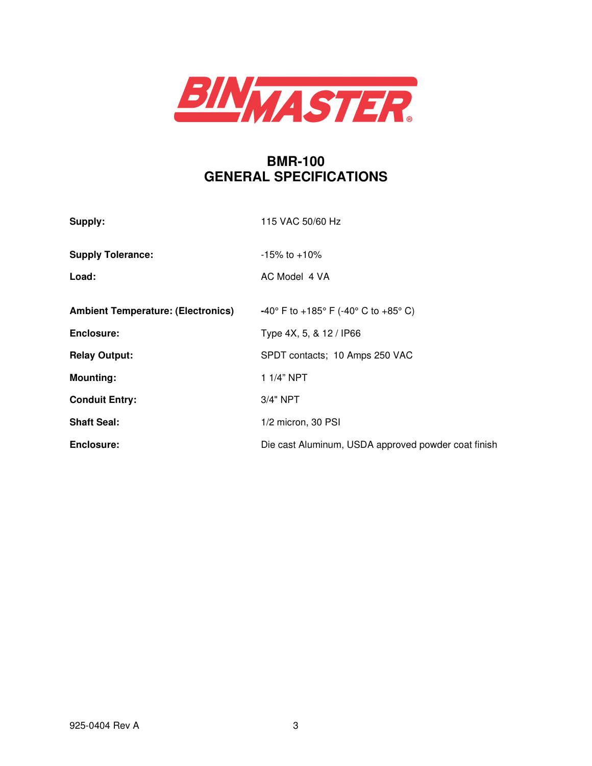BINMASTER

# BMR-100
# GENERAL SPECIFICATIONS

| | |
|---|---|
| **Supply:** | 115 VAC 50/60 Hz |
| **Supply Tolerance:** | -15% to +10% |
| **Load:** | AC Model 4 VA |
| **Ambient Temperature: (Electronics)** | -40° F to +185° F (-40° C to +85° C) |
| **Enclosure:** | Type 4X, 5, & 12 / IP66 |
| **Relay Output:** | SPDT contacts; 10 Amps 250 VAC |
| **Mounting:** | 1 1/4" NPT |
| **Conduit Entry:** | 3/4" NPT |
| **Shaft Seal:** | 1/2 micron, 30 PSI |
| **Enclosure:** | Die cast Aluminum, USDA approved powder coat finish |

925-0404 Rev A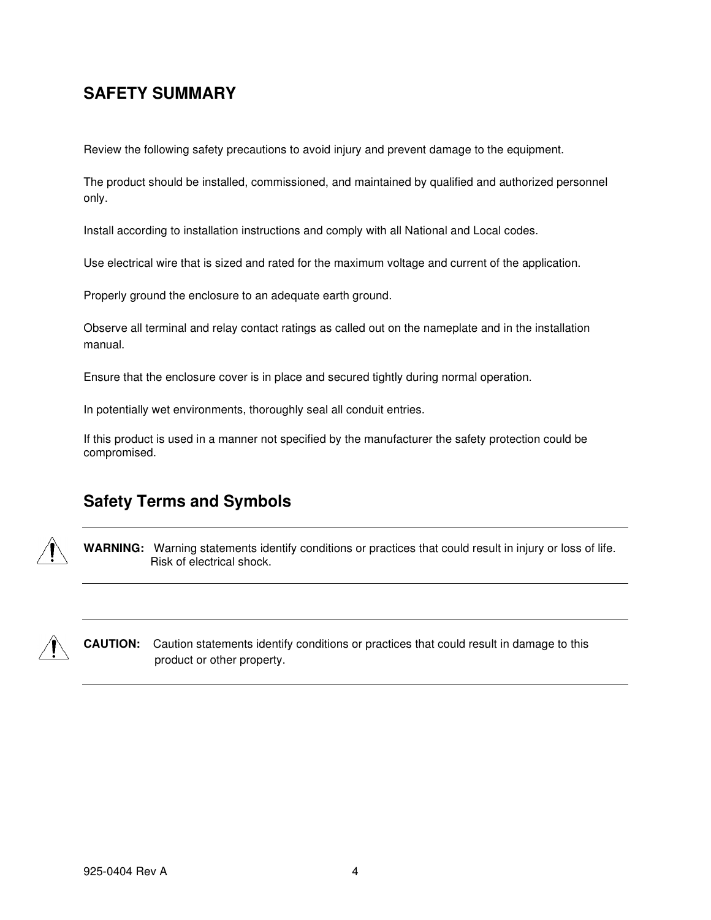# SAFETY SUMMARY

Review the following safety precautions to avoid injury and prevent damage to the equipment.

The product should be installed, commissioned, and maintained by qualified and authorized personnel only.

Install according to installation instructions and comply with all National and Local codes.

Use electrical wire that is sized and rated for the maximum voltage and current of the application.

Properly ground the enclosure to an adequate earth ground.

Observe all terminal and relay contact ratings as called out on the nameplate and in the installation manual.

Ensure that the enclosure cover is in place and secured tightly during normal operation.

In potentially wet environments, thoroughly seal all conduit entries.

If this product is used in a manner not specified by the manufacturer the safety protection could be compromised.

## Safety Terms and Symbols

---

**WARNING:** Warning statements identify conditions or practices that could result in injury or loss of life. Risk of electrical shock.

---

---

**CAUTION:** Caution statements identify conditions or practices that could result in damage to this product or other property.

---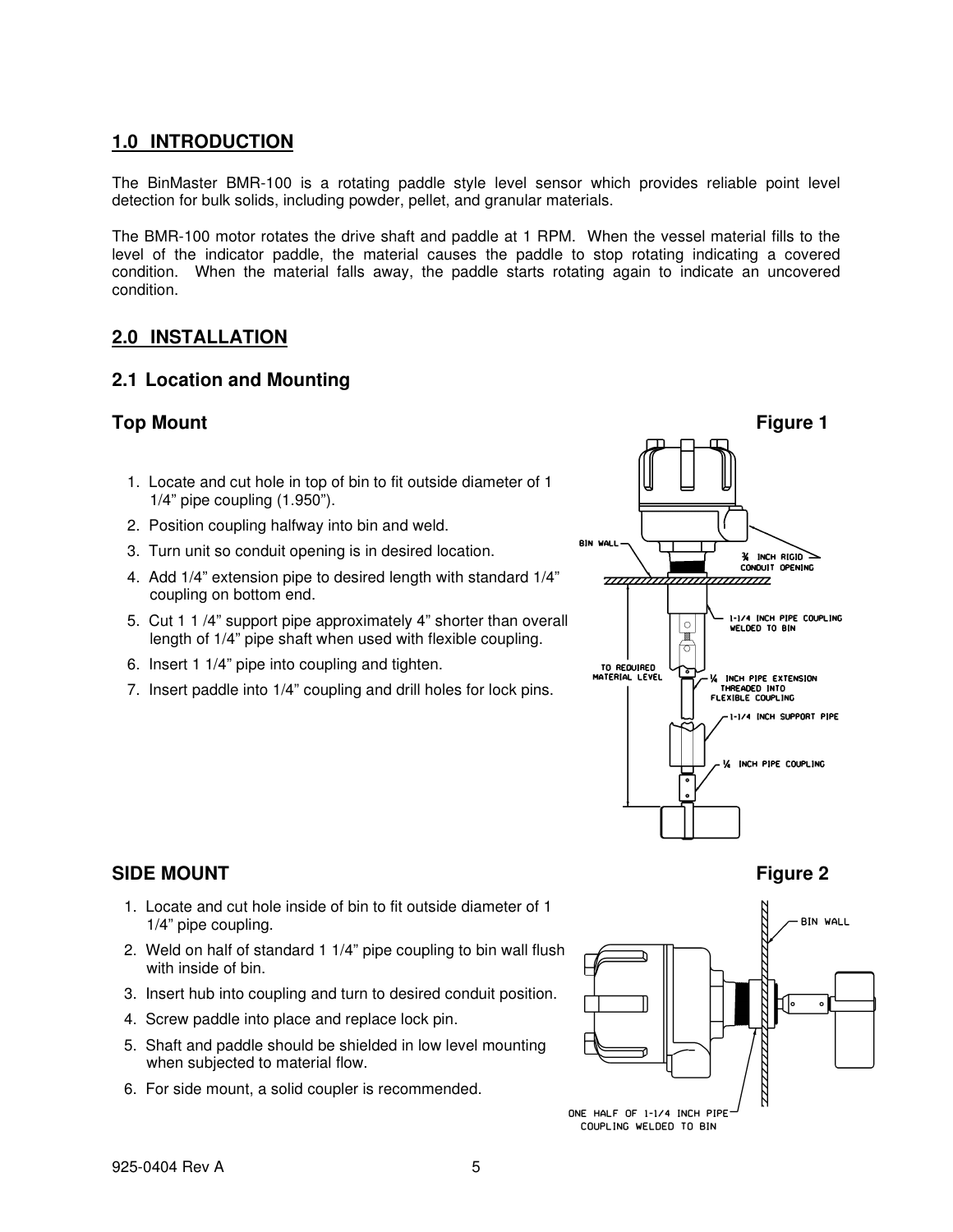## 1.0 INTRODUCTION

The BinMaster BMR-100 is a rotating paddle style level sensor which provides reliable point level detection for bulk solids, including powder, pellet, and granular materials.

The BMR-100 motor rotates the drive shaft and paddle at 1 RPM. When the vessel material fills to the level of the indicator paddle, the material causes the paddle to stop rotating indicating a covered condition. When the material falls away, the paddle starts rotating again to indicate an uncovered condition.

## 2.0 INSTALLATION

### 2.1 Location and Mounting

### Top Mount

**Figure 1**

1. Locate and cut hole in top of bin to fit outside diameter of 1 1/4" pipe coupling (1.950").
2. Position coupling halfway into bin and weld.
3. Turn unit so conduit opening is in desired location.
4. Add 1/4" extension pipe to desired length with standard 1/4" coupling on bottom end.
5. Cut 1 1/4" support pipe approximately 4" shorter than overall length of 1/4" pipe shaft when used with flexible coupling.
6. Insert 1 1/4" pipe into coupling and tighten.
7. Insert paddle into 1/4" coupling and drill holes for lock pins.

### SIDE MOUNT

**Figure 2**

1. Locate and cut hole inside of bin to fit outside diameter of 1 1/4" pipe coupling.
2. Weld on half of standard 1 1/4" pipe coupling to bin wall flush with inside of bin.
3. Insert hub into coupling and turn to desired conduit position.
4. Screw paddle into place and replace lock pin.
5. Shaft and paddle should be shielded in low level mounting when subjected to material flow.
6. For side mount, a solid coupler is recommended.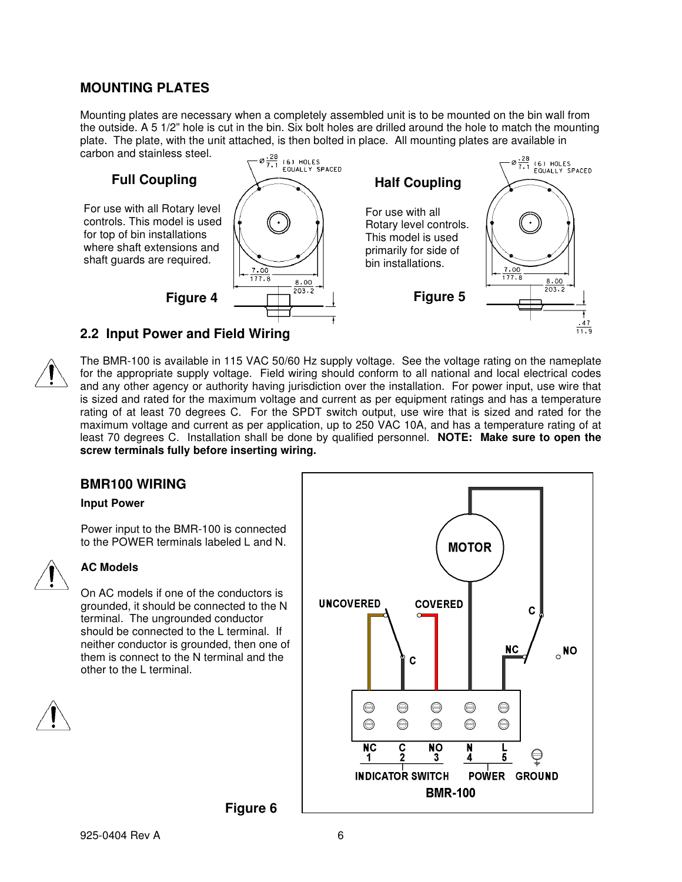## MOUNTING PLATES

Mounting plates are necessary when a completely assembled unit is to be mounted on the bin wall from the outside. A 5 1/2" hole is cut in the bin. Six bolt holes are drilled around the hole to match the mounting plate. The plate, with the unit attached, is then bolted in place. All mounting plates are available in carbon and stainless steel.

### Full Coupling

For use with all Rotary level controls. This model is used for top of bin installations where shaft extensions and shaft guards are required.

Figure 4

### Half Coupling

For use with all Rotary level controls. This model is used primarily for side of bin installations.

Figure 5

## 2.2 Input Power and Field Wiring

The BMR-100 is available in 115 VAC 50/60 Hz supply voltage. See the voltage rating on the nameplate for the appropriate supply voltage. Field wiring should conform to all national and local electrical codes and any other agency or authority having jurisdiction over the installation. For power input, use wire that is sized and rated for the maximum voltage and current as per equipment ratings and has a temperature rating of at least 70 degrees C. For the SPDT switch output, use wire that is sized and rated for the maximum voltage and current as per application, up to 250 VAC 10A, and has a temperature rating of at least 70 degrees C. Installation shall be done by qualified personnel. **NOTE: Make sure to open the screw terminals fully before inserting wiring.**

## BMR100 WIRING

**Input Power**

Power input to the BMR-100 is connected to the POWER terminals labeled L and N.

**AC Models**

On AC models if one of the conductors is grounded, it should be connected to the N terminal. The ungrounded conductor should be connected to the L terminal. If neither conductor is grounded, then one of them is connect to the N terminal and the other to the L terminal.

Figure 6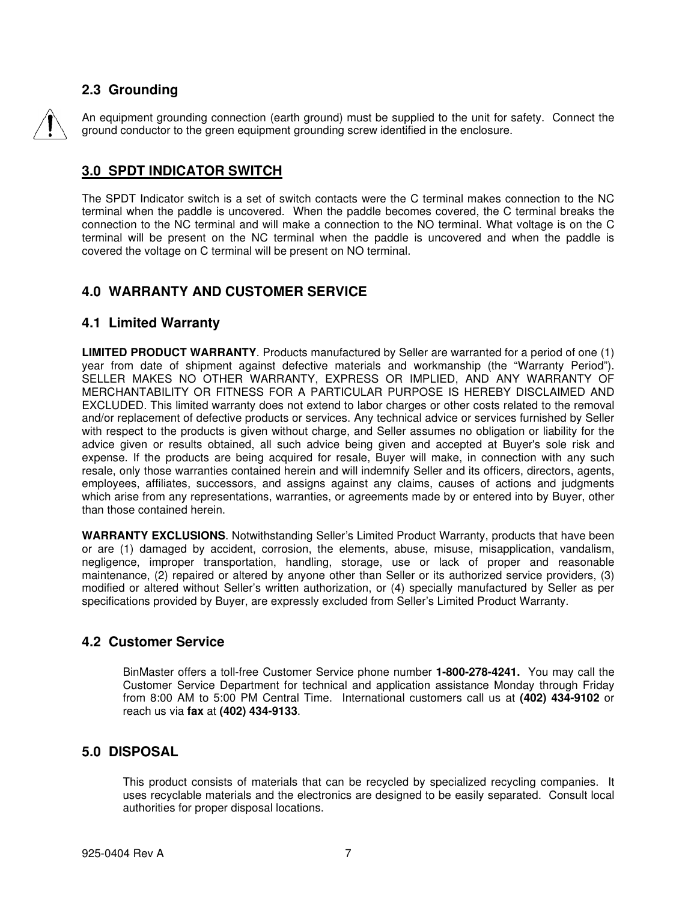## 2.3 Grounding

An equipment grounding connection (earth ground) must be supplied to the unit for safety. Connect the ground conductor to the green equipment grounding screw identified in the enclosure.

## 3.0 SPDT INDICATOR SWITCH

The SPDT Indicator switch is a set of switch contacts were the C terminal makes connection to the NC terminal when the paddle is uncovered. When the paddle becomes covered, the C terminal breaks the connection to the NC terminal and will make a connection to the NO terminal. What voltage is on the C terminal will be present on the NC terminal when the paddle is uncovered and when the paddle is covered the voltage on C terminal will be present on NO terminal.

## 4.0 WARRANTY AND CUSTOMER SERVICE

### 4.1 Limited Warranty

**LIMITED PRODUCT WARRANTY**. Products manufactured by Seller are warranted for a period of one (1) year from date of shipment against defective materials and workmanship (the "Warranty Period"). SELLER MAKES NO OTHER WARRANTY, EXPRESS OR IMPLIED, AND ANY WARRANTY OF MERCHANTABILITY OR FITNESS FOR A PARTICULAR PURPOSE IS HEREBY DISCLAIMED AND EXCLUDED. This limited warranty does not extend to labor charges or other costs related to the removal and/or replacement of defective products or services. Any technical advice or services furnished by Seller with respect to the products is given without charge, and Seller assumes no obligation or liability for the advice given or results obtained, all such advice being given and accepted at Buyer's sole risk and expense. If the products are being acquired for resale, Buyer will make, in connection with any such resale, only those warranties contained herein and will indemnify Seller and its officers, directors, agents, employees, affiliates, successors, and assigns against any claims, causes of actions and judgments which arise from any representations, warranties, or agreements made by or entered into by Buyer, other than those contained herein.

**WARRANTY EXCLUSIONS**. Notwithstanding Seller's Limited Product Warranty, products that have been or are (1) damaged by accident, corrosion, the elements, abuse, misuse, misapplication, vandalism, negligence, improper transportation, handling, storage, use or lack of proper and reasonable maintenance, (2) repaired or altered by anyone other than Seller or its authorized service providers, (3) modified or altered without Seller's written authorization, or (4) specially manufactured by Seller as per specifications provided by Buyer, are expressly excluded from Seller's Limited Product Warranty.

### 4.2 Customer Service

BinMaster offers a toll-free Customer Service phone number **1-800-278-4241.** You may call the Customer Service Department for technical and application assistance Monday through Friday from 8:00 AM to 5:00 PM Central Time. International customers call us at **(402) 434-9102** or reach us via **fax** at **(402) 434-9133**.

## 5.0 DISPOSAL

This product consists of materials that can be recycled by specialized recycling companies. It uses recyclable materials and the electronics are designed to be easily separated. Consult local authorities for proper disposal locations.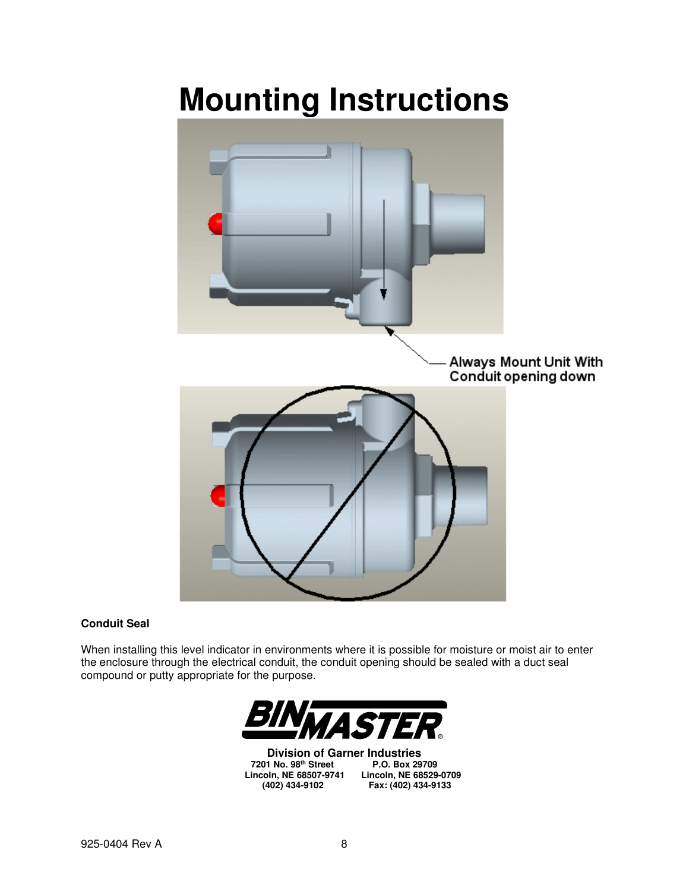# Mounting Instructions

Always Mount Unit With Conduit opening down

**Conduit Seal**

When installing this level indicator in environments where it is possible for moisture or moist air to enter the enclosure through the electrical conduit, the conduit opening should be sealed with a duct seal compound or putty appropriate for the purpose.

**BINMASTER**

**Division of Garner Industries**

**7201 No. 98th Street**
**Lincoln, NE 68507-9741**
**(402) 434-9102**

**P.O. Box 29709**
**Lincoln, NE 68529-0709**
**Fax: (402) 434-9133**

925-0404 Rev A